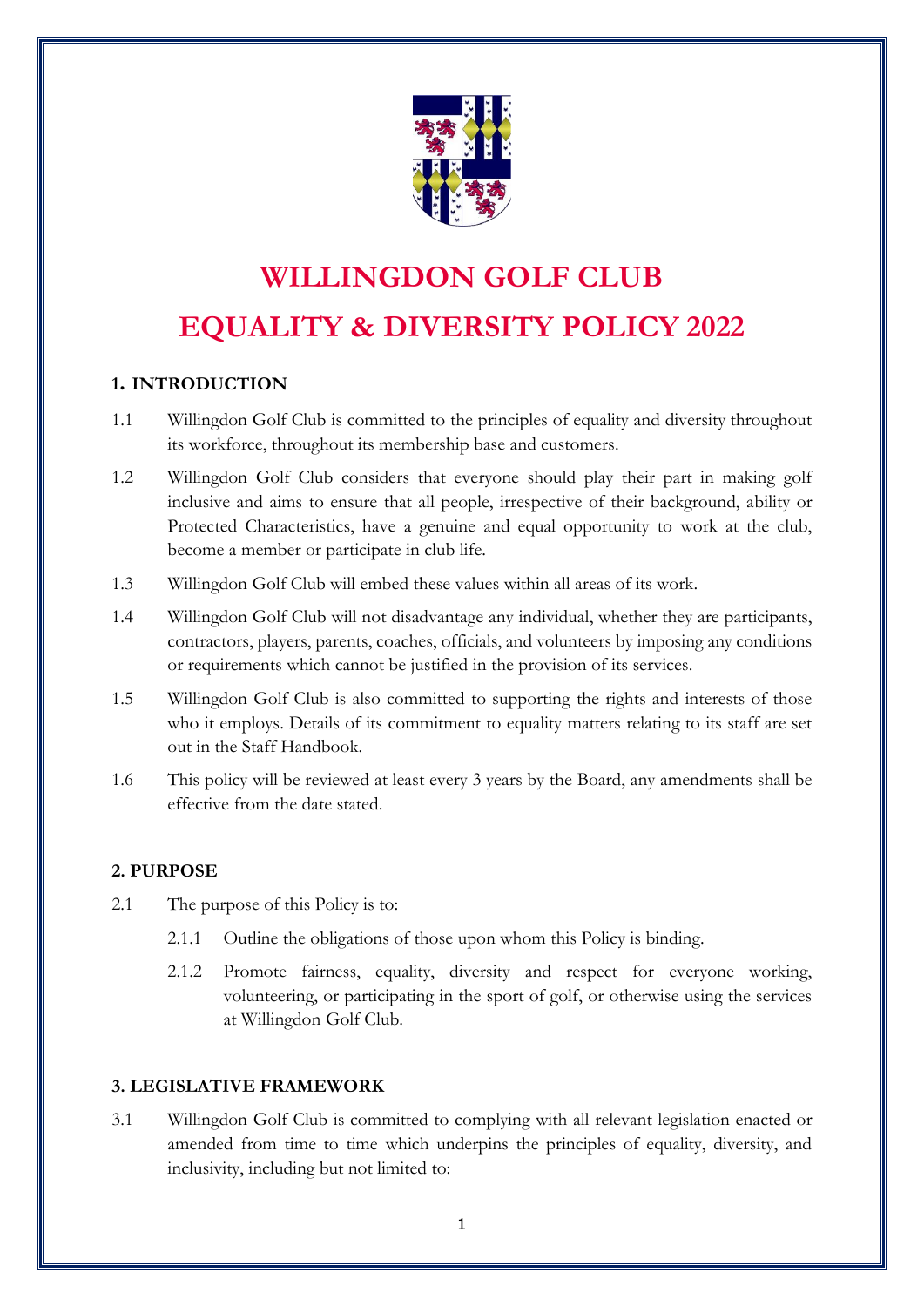# WILLINGDON GOLF CLUB

# EQUALITY & DIVERSITY POLICY 2022

## 1. INTRODUCTION

1.1 Willingdon Golf Club is committed to the principles of equality and diversity throughout its workforce, throughout its membership base and customers.

1.2 Willingdon Golf Club considers that everyone should play their part in making golf inclusive and aims to ensure that all people, irrespective of their background, ability or Protected Characteristics, have a genuine and equal opportunity to work at the club, become a member or participate in club life.

1.3 Willingdon Golf Club will embed these values within all areas of its work.

1.4 Willingdon Golf Club will not disadvantage any individual, whether they are participants, contractors, players, parents, coaches, officials, and volunteers by imposing any conditions or requirements which cannot be justified in the provision of its services.

1.5 Willingdon Golf Club is also committed to supporting the rights and interests of those who it employs. Details of its commitment to equality matters relating to its staff are set out in the Staff Handbook.

1.6 This policy will be reviewed at least every 3 years by the Board, any amendments shall be effective from the date stated.

## 2. PURPOSE

2.1 The purpose of this Policy is to:

2.1.1 Outline the obligations of those upon whom this Policy is binding.

2.1.2 Promote fairness, equality, diversity and respect for everyone working, volunteering, or participating in the sport of golf, or otherwise using the services at Willingdon Golf Club.

## 3. LEGISLATIVE FRAMEWORK

3.1 Willingdon Golf Club is committed to complying with all relevant legislation enacted or amended from time to time which underpins the principles of equality, diversity, and inclusivity, including but not limited to: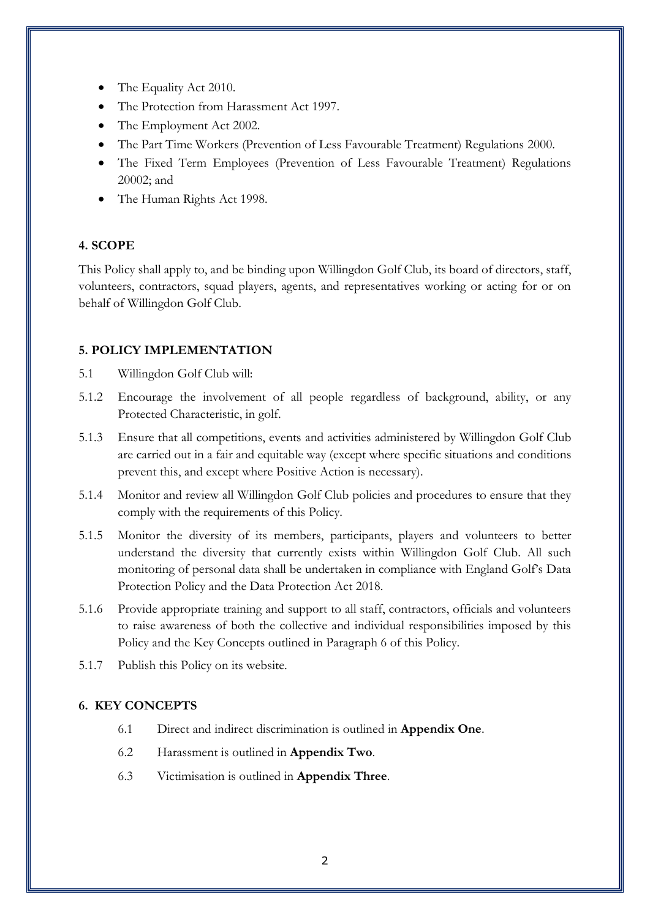- The Equality Act 2010.
- The Protection from Harassment Act 1997.
- The Employment Act 2002.
- The Part Time Workers (Prevention of Less Favourable Treatment) Regulations 2000.
- The Fixed Term Employees (Prevention of Less Favourable Treatment) Regulations 20002; and
- The Human Rights Act 1998.

## 4. SCOPE

This Policy shall apply to, and be binding upon Willingdon Golf Club, its board of directors, staff, volunteers, contractors, squad players, agents, and representatives working or acting for or on behalf of Willingdon Golf Club.

## 5. POLICY IMPLEMENTATION

5.1 Willingdon Golf Club will:

5.1.2 Encourage the involvement of all people regardless of background, ability, or any Protected Characteristic, in golf.

5.1.3 Ensure that all competitions, events and activities administered by Willingdon Golf Club are carried out in a fair and equitable way (except where specific situations and conditions prevent this, and except where Positive Action is necessary).

5.1.4 Monitor and review all Willingdon Golf Club policies and procedures to ensure that they comply with the requirements of this Policy.

5.1.5 Monitor the diversity of its members, participants, players and volunteers to better understand the diversity that currently exists within Willingdon Golf Club. All such monitoring of personal data shall be undertaken in compliance with England Golf's Data Protection Policy and the Data Protection Act 2018.

5.1.6 Provide appropriate training and support to all staff, contractors, officials and volunteers to raise awareness of both the collective and individual responsibilities imposed by this Policy and the Key Concepts outlined in Paragraph 6 of this Policy.

5.1.7 Publish this Policy on its website.

## 6. KEY CONCEPTS

6.1 Direct and indirect discrimination is outlined in **Appendix One**.

6.2 Harassment is outlined in **Appendix Two**.

6.3 Victimisation is outlined in **Appendix Three**.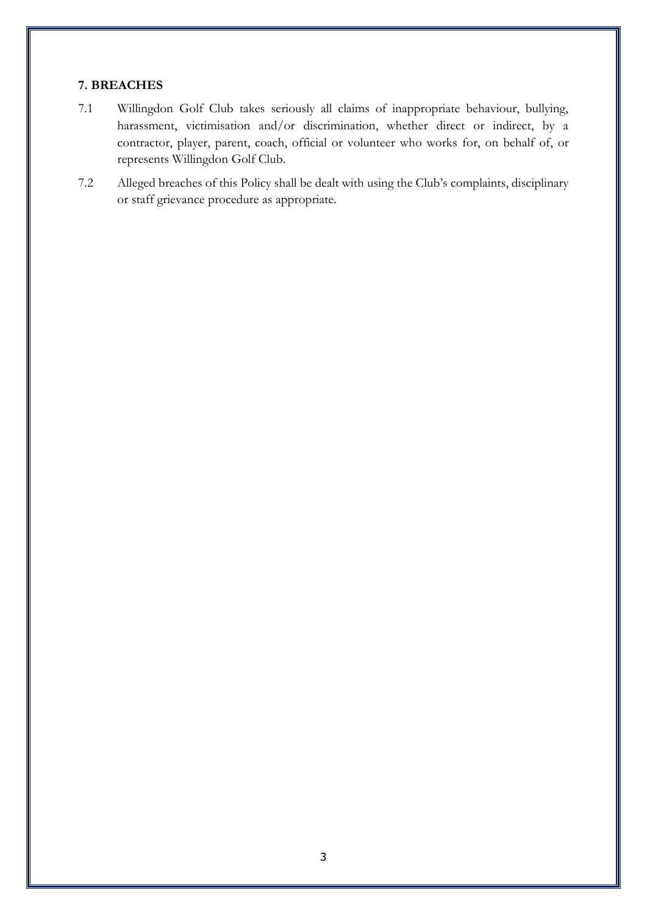## 7. BREACHES

7.1 Willingdon Golf Club takes seriously all claims of inappropriate behaviour, bullying, harassment, victimisation and/or discrimination, whether direct or indirect, by a contractor, player, parent, coach, official or volunteer who works for, on behalf of, or represents Willingdon Golf Club.

7.2 Alleged breaches of this Policy shall be dealt with using the Club's complaints, disciplinary or staff grievance procedure as appropriate.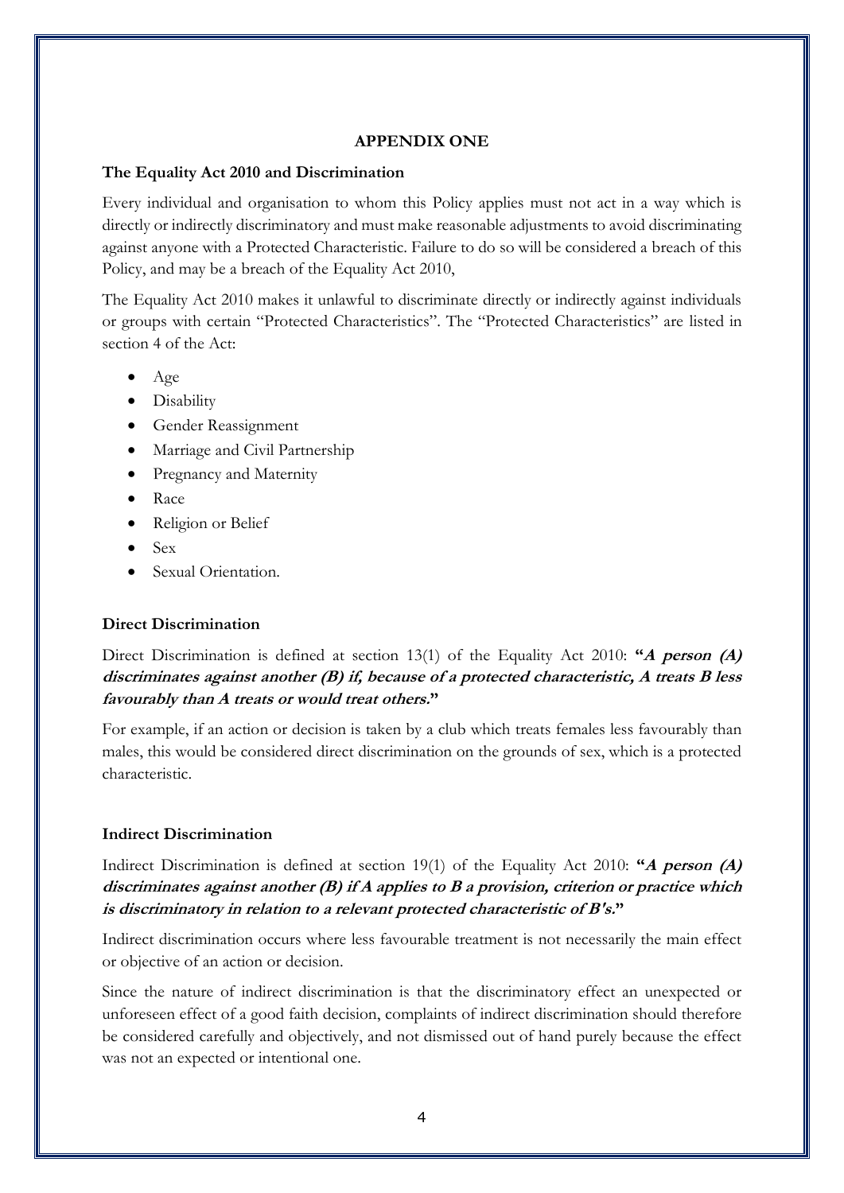## APPENDIX ONE

### The Equality Act 2010 and Discrimination

Every individual and organisation to whom this Policy applies must not act in a way which is directly or indirectly discriminatory and must make reasonable adjustments to avoid discriminating against anyone with a Protected Characteristic. Failure to do so will be considered a breach of this Policy, and may be a breach of the Equality Act 2010,

The Equality Act 2010 makes it unlawful to discriminate directly or indirectly against individuals or groups with certain "Protected Characteristics". The "Protected Characteristics" are listed in section 4 of the Act:

- Age
- Disability
- Gender Reassignment
- Marriage and Civil Partnership
- Pregnancy and Maternity
- Race
- Religion or Belief
- Sex
- Sexual Orientation.

### Direct Discrimination

Direct Discrimination is defined at section 13(1) of the Equality Act 2010: **"*A person (A) discriminates against another (B) if, because of a protected characteristic, A treats B less favourably than A treats or would treat others.*"**

For example, if an action or decision is taken by a club which treats females less favourably than males, this would be considered direct discrimination on the grounds of sex, which is a protected characteristic.

### Indirect Discrimination

Indirect Discrimination is defined at section 19(1) of the Equality Act 2010: **"*A person (A) discriminates against another (B) if A applies to B a provision, criterion or practice which is discriminatory in relation to a relevant protected characteristic of B's.*"**

Indirect discrimination occurs where less favourable treatment is not necessarily the main effect or objective of an action or decision.

Since the nature of indirect discrimination is that the discriminatory effect an unexpected or unforeseen effect of a good faith decision, complaints of indirect discrimination should therefore be considered carefully and objectively, and not dismissed out of hand purely because the effect was not an expected or intentional one.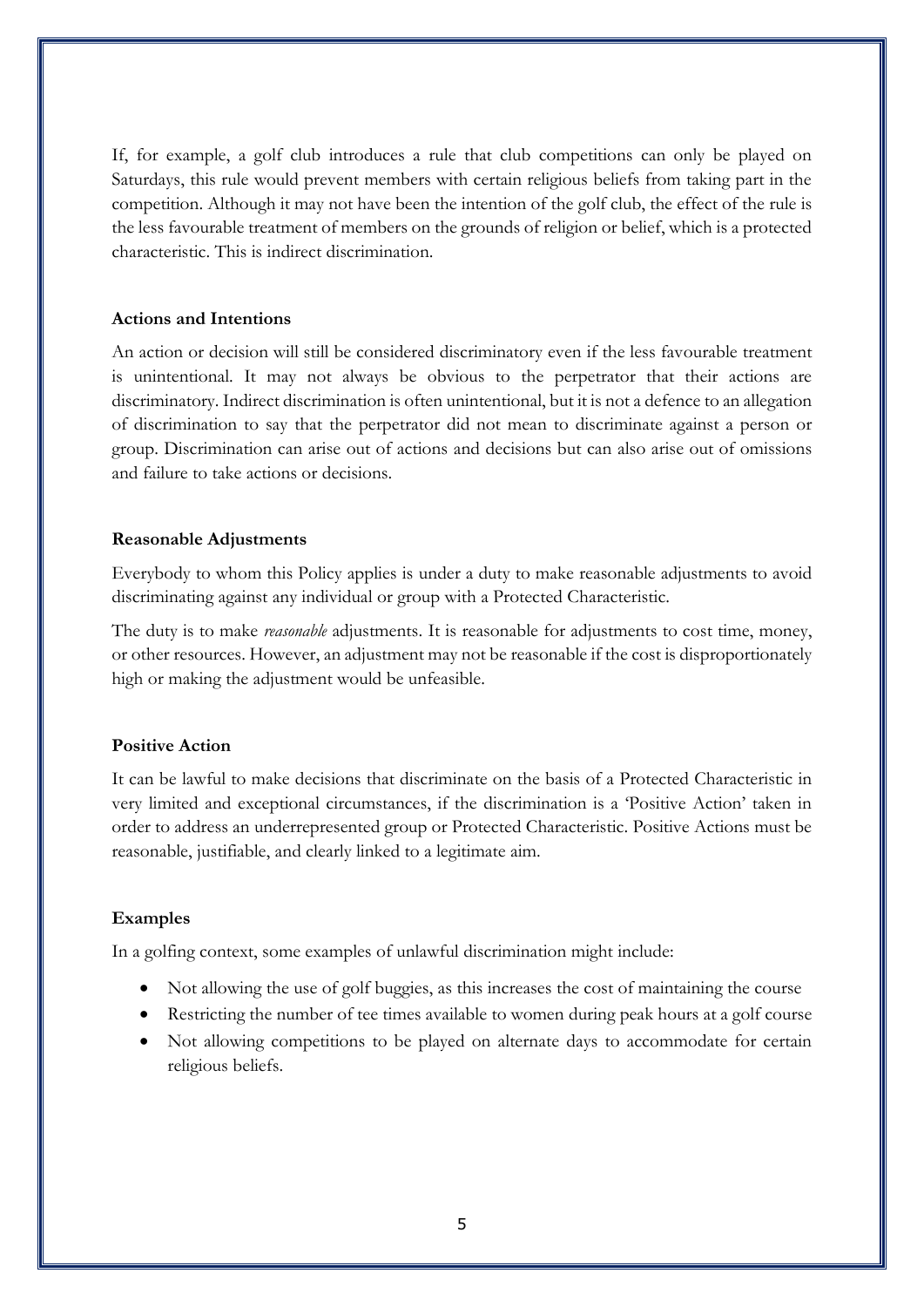If, for example, a golf club introduces a rule that club competitions can only be played on Saturdays, this rule would prevent members with certain religious beliefs from taking part in the competition. Although it may not have been the intention of the golf club, the effect of the rule is the less favourable treatment of members on the grounds of religion or belief, which is a protected characteristic. This is indirect discrimination.

**Actions and Intentions**

An action or decision will still be considered discriminatory even if the less favourable treatment is unintentional. It may not always be obvious to the perpetrator that their actions are discriminatory. Indirect discrimination is often unintentional, but it is not a defence to an allegation of discrimination to say that the perpetrator did not mean to discriminate against a person or group. Discrimination can arise out of actions and decisions but can also arise out of omissions and failure to take actions or decisions.

**Reasonable Adjustments**

Everybody to whom this Policy applies is under a duty to make reasonable adjustments to avoid discriminating against any individual or group with a Protected Characteristic.

The duty is to make *reasonable* adjustments. It is reasonable for adjustments to cost time, money, or other resources. However, an adjustment may not be reasonable if the cost is disproportionately high or making the adjustment would be unfeasible.

**Positive Action**

It can be lawful to make decisions that discriminate on the basis of a Protected Characteristic in very limited and exceptional circumstances, if the discrimination is a 'Positive Action' taken in order to address an underrepresented group or Protected Characteristic. Positive Actions must be reasonable, justifiable, and clearly linked to a legitimate aim.

**Examples**

In a golfing context, some examples of unlawful discrimination might include:

- Not allowing the use of golf buggies, as this increases the cost of maintaining the course
- Restricting the number of tee times available to women during peak hours at a golf course
- Not allowing competitions to be played on alternate days to accommodate for certain religious beliefs.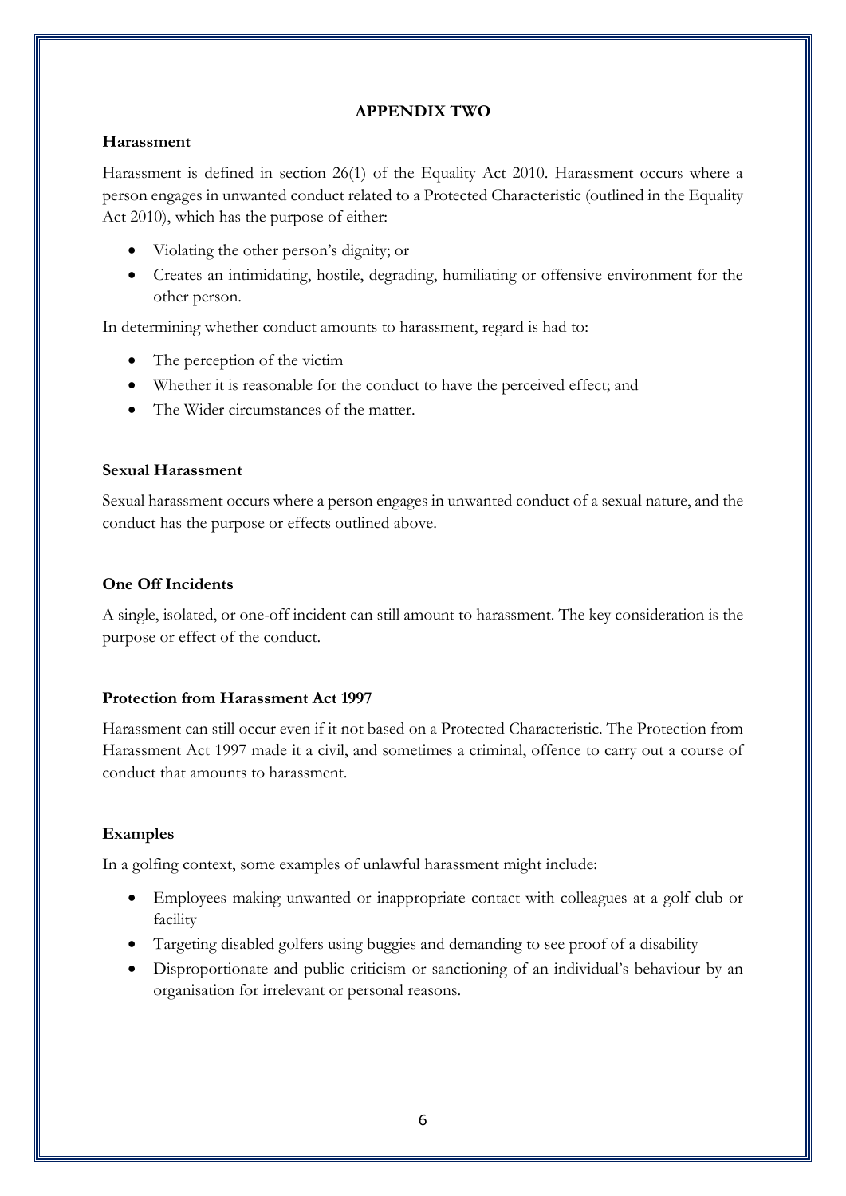## APPENDIX TWO

### Harassment

Harassment is defined in section 26(1) of the Equality Act 2010. Harassment occurs where a person engages in unwanted conduct related to a Protected Characteristic (outlined in the Equality Act 2010), which has the purpose of either:

- Violating the other person's dignity; or
- Creates an intimidating, hostile, degrading, humiliating or offensive environment for the other person.

In determining whether conduct amounts to harassment, regard is had to:

- The perception of the victim
- Whether it is reasonable for the conduct to have the perceived effect; and
- The Wider circumstances of the matter.

### Sexual Harassment

Sexual harassment occurs where a person engages in unwanted conduct of a sexual nature, and the conduct has the purpose or effects outlined above.

### One Off Incidents

A single, isolated, or one-off incident can still amount to harassment. The key consideration is the purpose or effect of the conduct.

### Protection from Harassment Act 1997

Harassment can still occur even if it not based on a Protected Characteristic. The Protection from Harassment Act 1997 made it a civil, and sometimes a criminal, offence to carry out a course of conduct that amounts to harassment.

### Examples

In a golfing context, some examples of unlawful harassment might include:

- Employees making unwanted or inappropriate contact with colleagues at a golf club or facility
- Targeting disabled golfers using buggies and demanding to see proof of a disability
- Disproportionate and public criticism or sanctioning of an individual's behaviour by an organisation for irrelevant or personal reasons.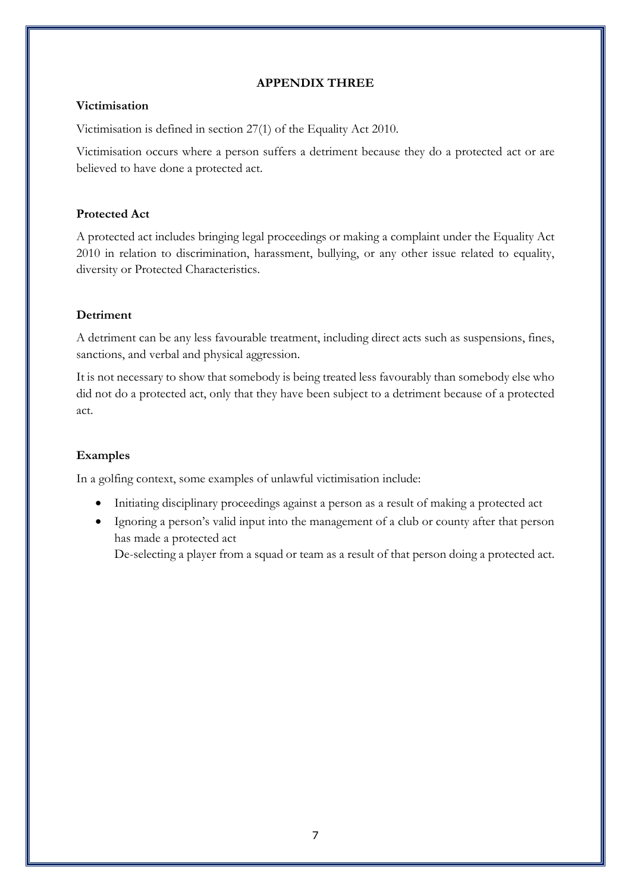## APPENDIX THREE

### Victimisation

Victimisation is defined in section 27(1) of the Equality Act 2010.

Victimisation occurs where a person suffers a detriment because they do a protected act or are believed to have done a protected act.

### Protected Act

A protected act includes bringing legal proceedings or making a complaint under the Equality Act 2010 in relation to discrimination, harassment, bullying, or any other issue related to equality, diversity or Protected Characteristics.

### Detriment

A detriment can be any less favourable treatment, including direct acts such as suspensions, fines, sanctions, and verbal and physical aggression.

It is not necessary to show that somebody is being treated less favourably than somebody else who did not do a protected act, only that they have been subject to a detriment because of a protected act.

### Examples

In a golfing context, some examples of unlawful victimisation include:

- Initiating disciplinary proceedings against a person as a result of making a protected act
- Ignoring a person's valid input into the management of a club or county after that person has made a protected act
  De-selecting a player from a squad or team as a result of that person doing a protected act.